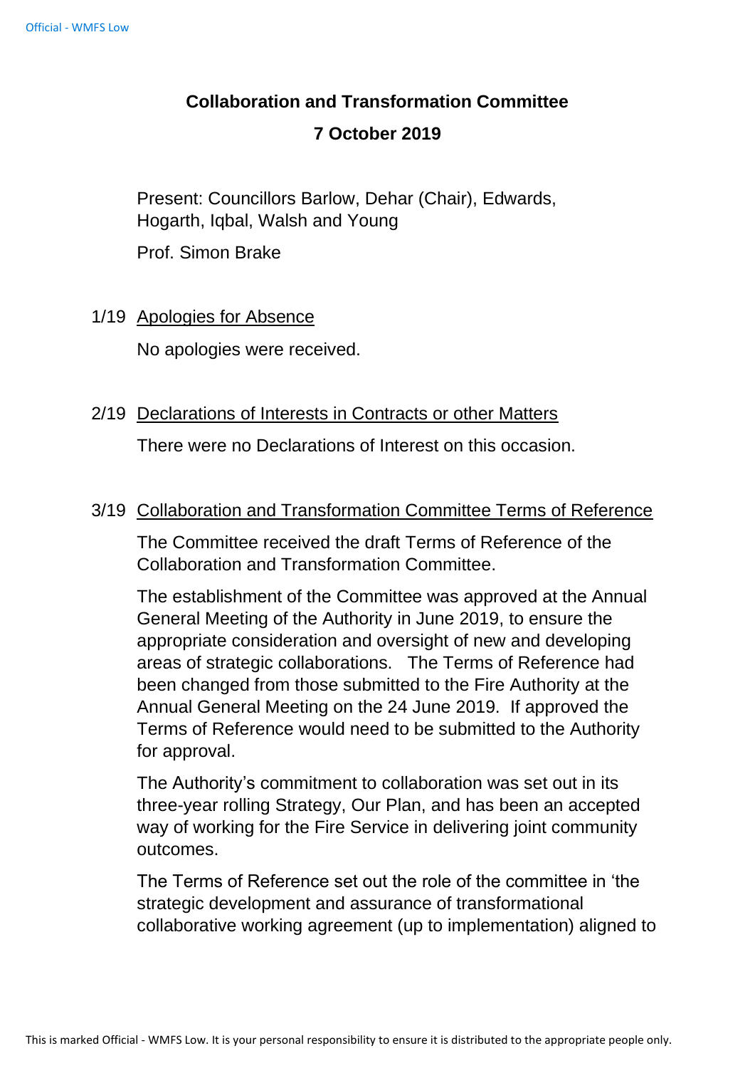# Collaboration and Transformation Committee

## 7 October 2019

Present: Councillors Barlow, Dehar (Chair), Edwards, Hogarth, Iqbal, Walsh and Young

Prof. Simon Brake

### 1/19 Apologies for Absence

No apologies were received.

### 2/19 Declarations of Interests in Contracts or other Matters

There were no Declarations of Interest on this occasion.

### 3/19 Collaboration and Transformation Committee Terms of Reference

The Committee received the draft Terms of Reference of the Collaboration and Transformation Committee.

The establishment of the Committee was approved at the Annual General Meeting of the Authority in June 2019, to ensure the appropriate consideration and oversight of new and developing areas of strategic collaborations. The Terms of Reference had been changed from those submitted to the Fire Authority at the Annual General Meeting on the 24 June 2019. If approved the Terms of Reference would need to be submitted to the Authority for approval.

The Authority's commitment to collaboration was set out in its three-year rolling Strategy, Our Plan, and has been an accepted way of working for the Fire Service in delivering joint community outcomes.

The Terms of Reference set out the role of the committee in 'the strategic development and assurance of transformational collaborative working agreement (up to implementation) aligned to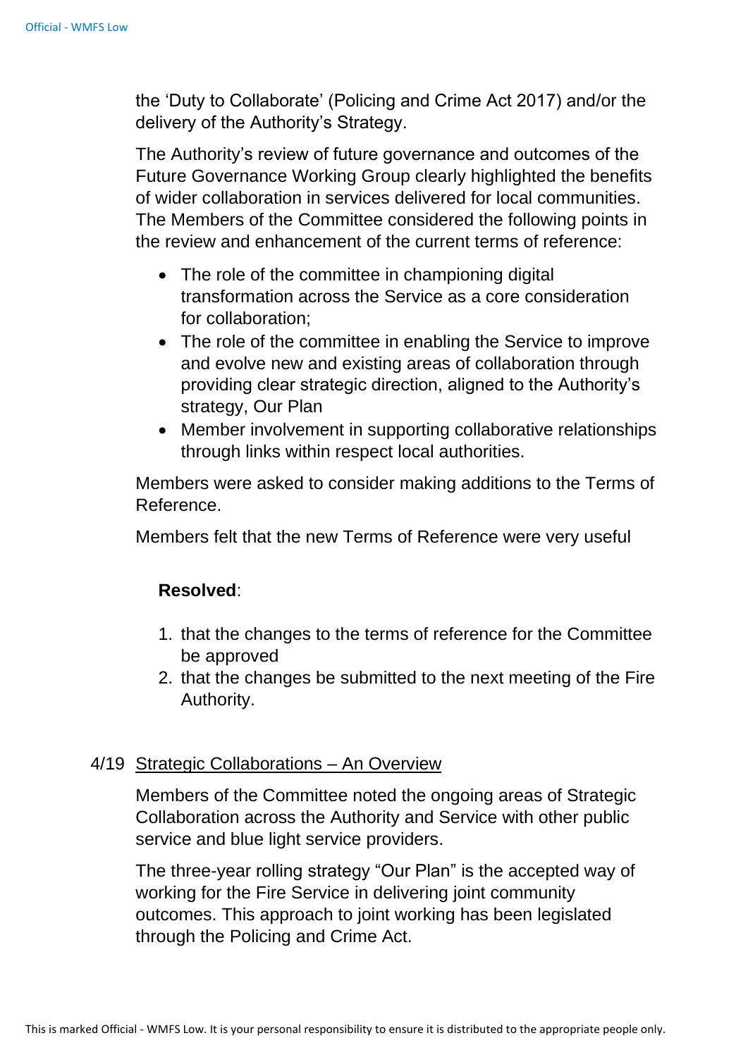the 'Duty to Collaborate' (Policing and Crime Act 2017) and/or the delivery of the Authority's Strategy.

The Authority's review of future governance and outcomes of the Future Governance Working Group clearly highlighted the benefits of wider collaboration in services delivered for local communities. The Members of the Committee considered the following points in the review and enhancement of the current terms of reference:

- The role of the committee in championing digital transformation across the Service as a core consideration for collaboration;
- The role of the committee in enabling the Service to improve and evolve new and existing areas of collaboration through providing clear strategic direction, aligned to the Authority's strategy, Our Plan
- Member involvement in supporting collaborative relationships through links within respect local authorities.

Members were asked to consider making additions to the Terms of Reference.

Members felt that the new Terms of Reference were very useful

**Resolved**:

1. that the changes to the terms of reference for the Committee be approved
2. that the changes be submitted to the next meeting of the Fire Authority.

4/19 <u>Strategic Collaborations – An Overview</u>

Members of the Committee noted the ongoing areas of Strategic Collaboration across the Authority and Service with other public service and blue light service providers.

The three-year rolling strategy "Our Plan" is the accepted way of working for the Fire Service in delivering joint community outcomes. This approach to joint working has been legislated through the Policing and Crime Act.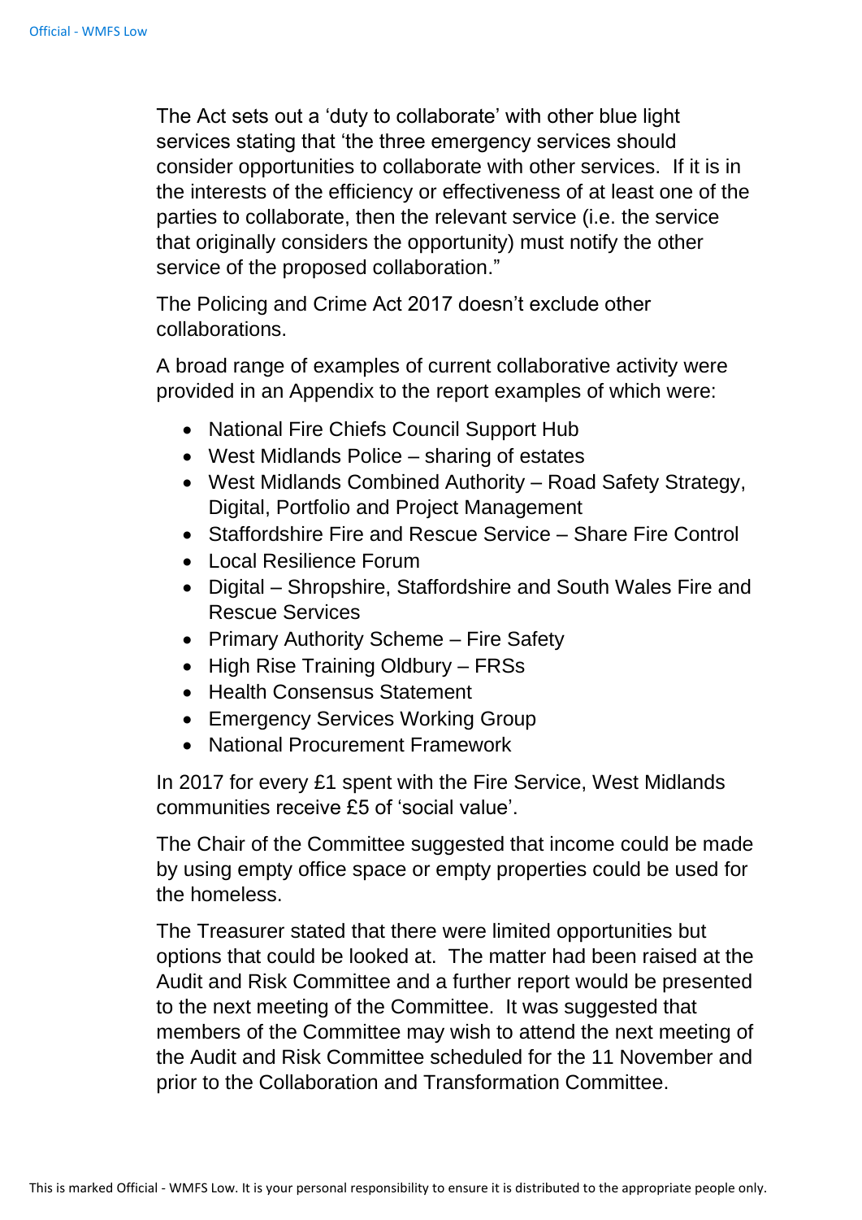The Act sets out a 'duty to collaborate' with other blue light services stating that 'the three emergency services should consider opportunities to collaborate with other services. If it is in the interests of the efficiency or effectiveness of at least one of the parties to collaborate, then the relevant service (i.e. the service that originally considers the opportunity) must notify the other service of the proposed collaboration."

The Policing and Crime Act 2017 doesn't exclude other collaborations.

A broad range of examples of current collaborative activity were provided in an Appendix to the report examples of which were:

- National Fire Chiefs Council Support Hub
- West Midlands Police – sharing of estates
- West Midlands Combined Authority – Road Safety Strategy, Digital, Portfolio and Project Management
- Staffordshire Fire and Rescue Service – Share Fire Control
- Local Resilience Forum
- Digital – Shropshire, Staffordshire and South Wales Fire and Rescue Services
- Primary Authority Scheme – Fire Safety
- High Rise Training Oldbury – FRSs
- Health Consensus Statement
- Emergency Services Working Group
- National Procurement Framework

In 2017 for every £1 spent with the Fire Service, West Midlands communities receive £5 of 'social value'.

The Chair of the Committee suggested that income could be made by using empty office space or empty properties could be used for the homeless.

The Treasurer stated that there were limited opportunities but options that could be looked at. The matter had been raised at the Audit and Risk Committee and a further report would be presented to the next meeting of the Committee. It was suggested that members of the Committee may wish to attend the next meeting of the Audit and Risk Committee scheduled for the 11 November and prior to the Collaboration and Transformation Committee.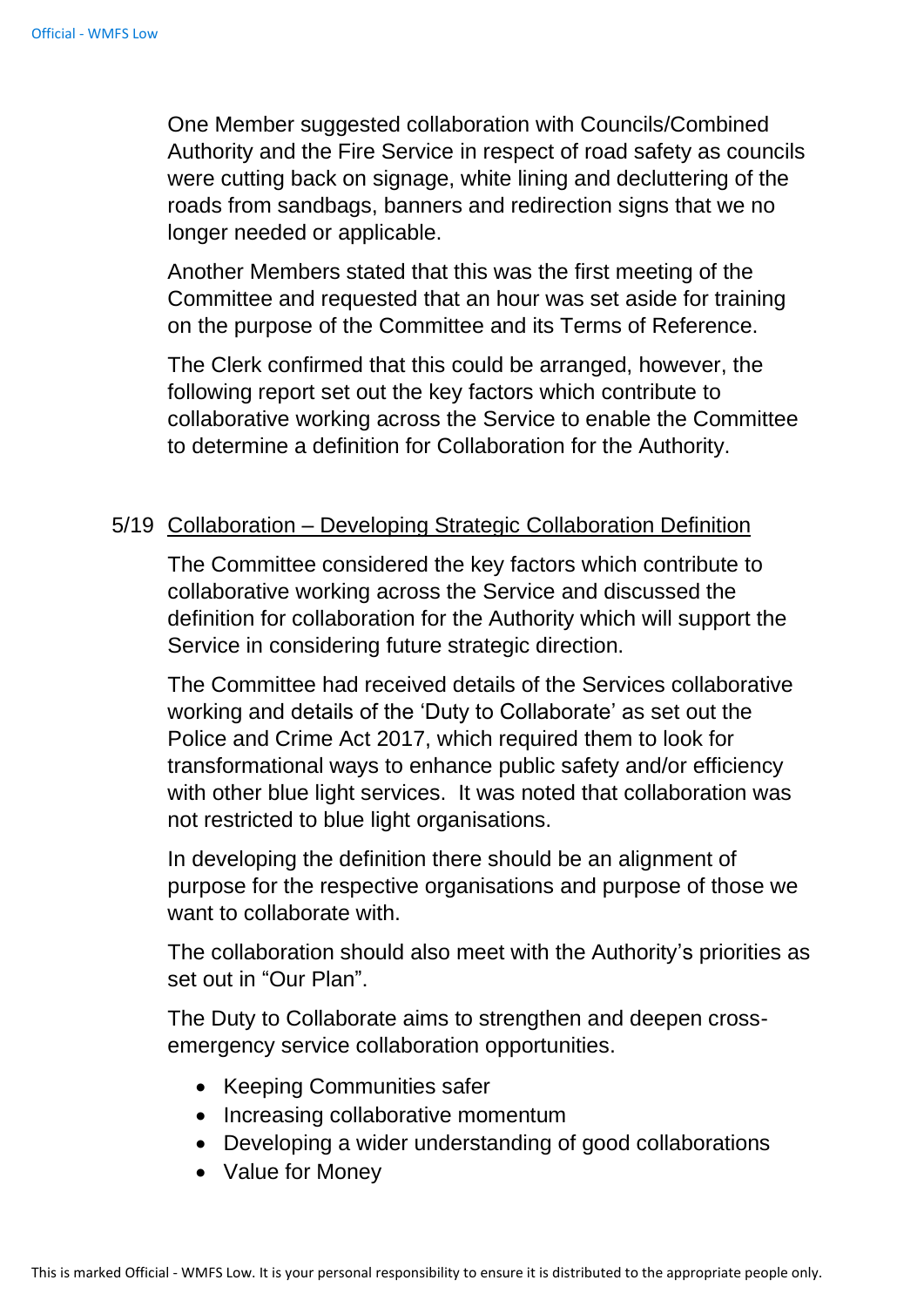One Member suggested collaboration with Councils/Combined Authority and the Fire Service in respect of road safety as councils were cutting back on signage, white lining and decluttering of the roads from sandbags, banners and redirection signs that we no longer needed or applicable.

Another Members stated that this was the first meeting of the Committee and requested that an hour was set aside for training on the purpose of the Committee and its Terms of Reference.

The Clerk confirmed that this could be arranged, however, the following report set out the key factors which contribute to collaborative working across the Service to enable the Committee to determine a definition for Collaboration for the Authority.

5/19 Collaboration – Developing Strategic Collaboration Definition

The Committee considered the key factors which contribute to collaborative working across the Service and discussed the definition for collaboration for the Authority which will support the Service in considering future strategic direction.

The Committee had received details of the Services collaborative working and details of the 'Duty to Collaborate' as set out the Police and Crime Act 2017, which required them to look for transformational ways to enhance public safety and/or efficiency with other blue light services. It was noted that collaboration was not restricted to blue light organisations.

In developing the definition there should be an alignment of purpose for the respective organisations and purpose of those we want to collaborate with.

The collaboration should also meet with the Authority's priorities as set out in "Our Plan".

The Duty to Collaborate aims to strengthen and deepen cross-emergency service collaboration opportunities.

- Keeping Communities safer
- Increasing collaborative momentum
- Developing a wider understanding of good collaborations
- Value for Money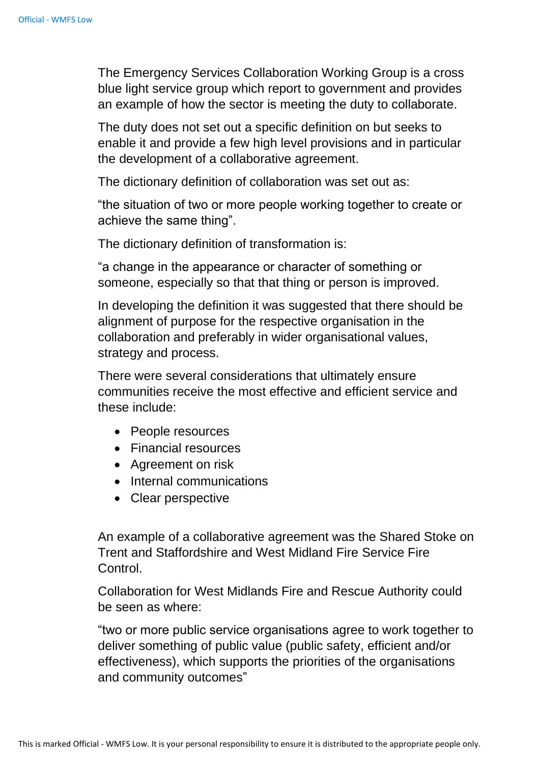The Emergency Services Collaboration Working Group is a cross blue light service group which report to government and provides an example of how the sector is meeting the duty to collaborate.

The duty does not set out a specific definition on but seeks to enable it and provide a few high level provisions and in particular the development of a collaborative agreement.

The dictionary definition of collaboration was set out as:

“the situation of two or more people working together to create or achieve the same thing”.

The dictionary definition of transformation is:

“a change in the appearance or character of something or someone, especially so that that thing or person is improved.

In developing the definition it was suggested that there should be alignment of purpose for the respective organisation in the collaboration and preferably in wider organisational values, strategy and process.

There were several considerations that ultimately ensure communities receive the most effective and efficient service and these include:

- People resources
- Financial resources
- Agreement on risk
- Internal communications
- Clear perspective

An example of a collaborative agreement was the Shared Stoke on Trent and Staffordshire and West Midland Fire Service Fire Control.

Collaboration for West Midlands Fire and Rescue Authority could be seen as where:

“two or more public service organisations agree to work together to deliver something of public value (public safety, efficient and/or effectiveness), which supports the priorities of the organisations and community outcomes”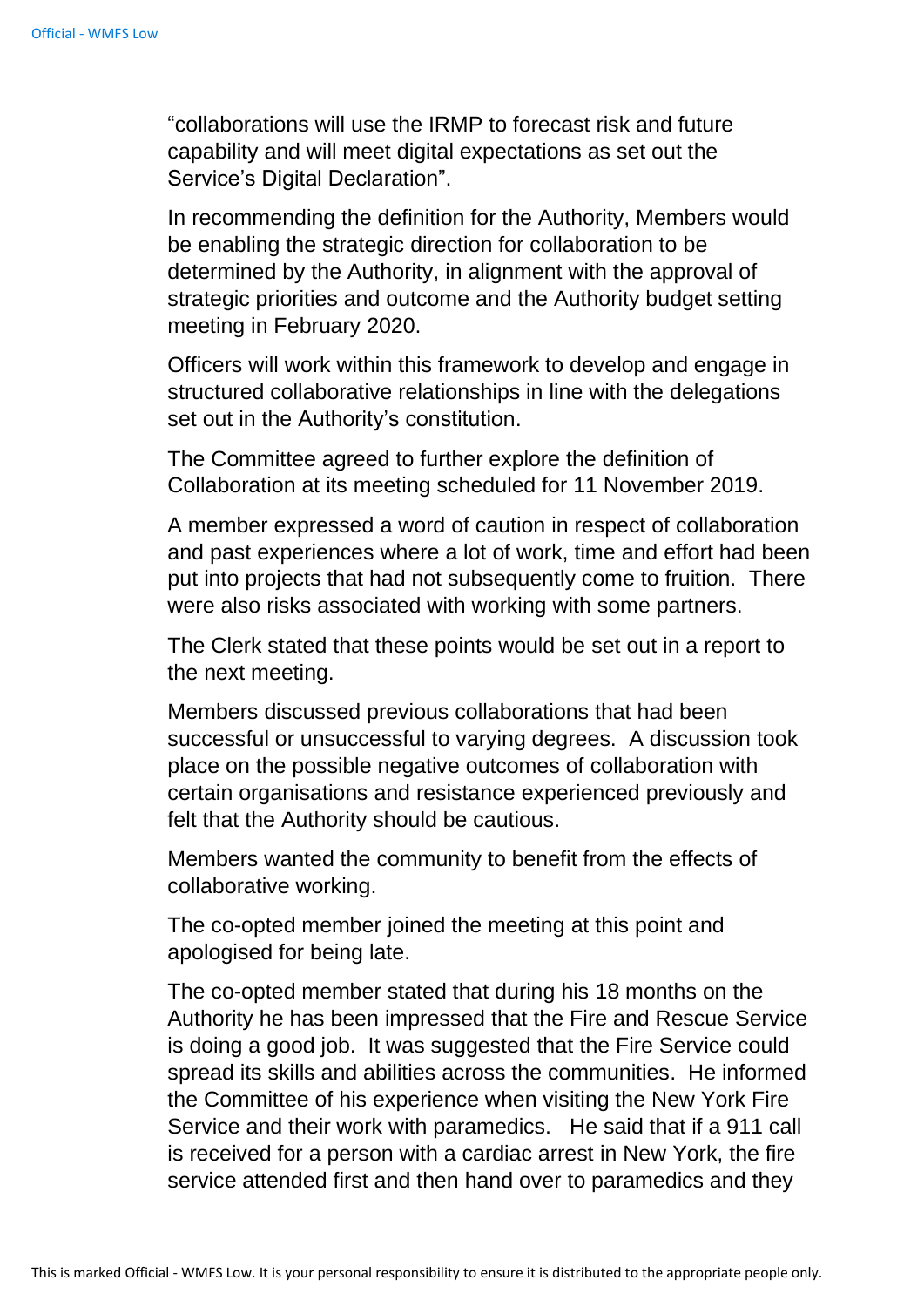"collaborations will use the IRMP to forecast risk and future capability and will meet digital expectations as set out the Service's Digital Declaration".

In recommending the definition for the Authority, Members would be enabling the strategic direction for collaboration to be determined by the Authority, in alignment with the approval of strategic priorities and outcome and the Authority budget setting meeting in February 2020.

Officers will work within this framework to develop and engage in structured collaborative relationships in line with the delegations set out in the Authority's constitution.

The Committee agreed to further explore the definition of Collaboration at its meeting scheduled for 11 November 2019.

A member expressed a word of caution in respect of collaboration and past experiences where a lot of work, time and effort had been put into projects that had not subsequently come to fruition. There were also risks associated with working with some partners.

The Clerk stated that these points would be set out in a report to the next meeting.

Members discussed previous collaborations that had been successful or unsuccessful to varying degrees. A discussion took place on the possible negative outcomes of collaboration with certain organisations and resistance experienced previously and felt that the Authority should be cautious.

Members wanted the community to benefit from the effects of collaborative working.

The co-opted member joined the meeting at this point and apologised for being late.

The co-opted member stated that during his 18 months on the Authority he has been impressed that the Fire and Rescue Service is doing a good job. It was suggested that the Fire Service could spread its skills and abilities across the communities. He informed the Committee of his experience when visiting the New York Fire Service and their work with paramedics. He said that if a 911 call is received for a person with a cardiac arrest in New York, the fire service attended first and then hand over to paramedics and they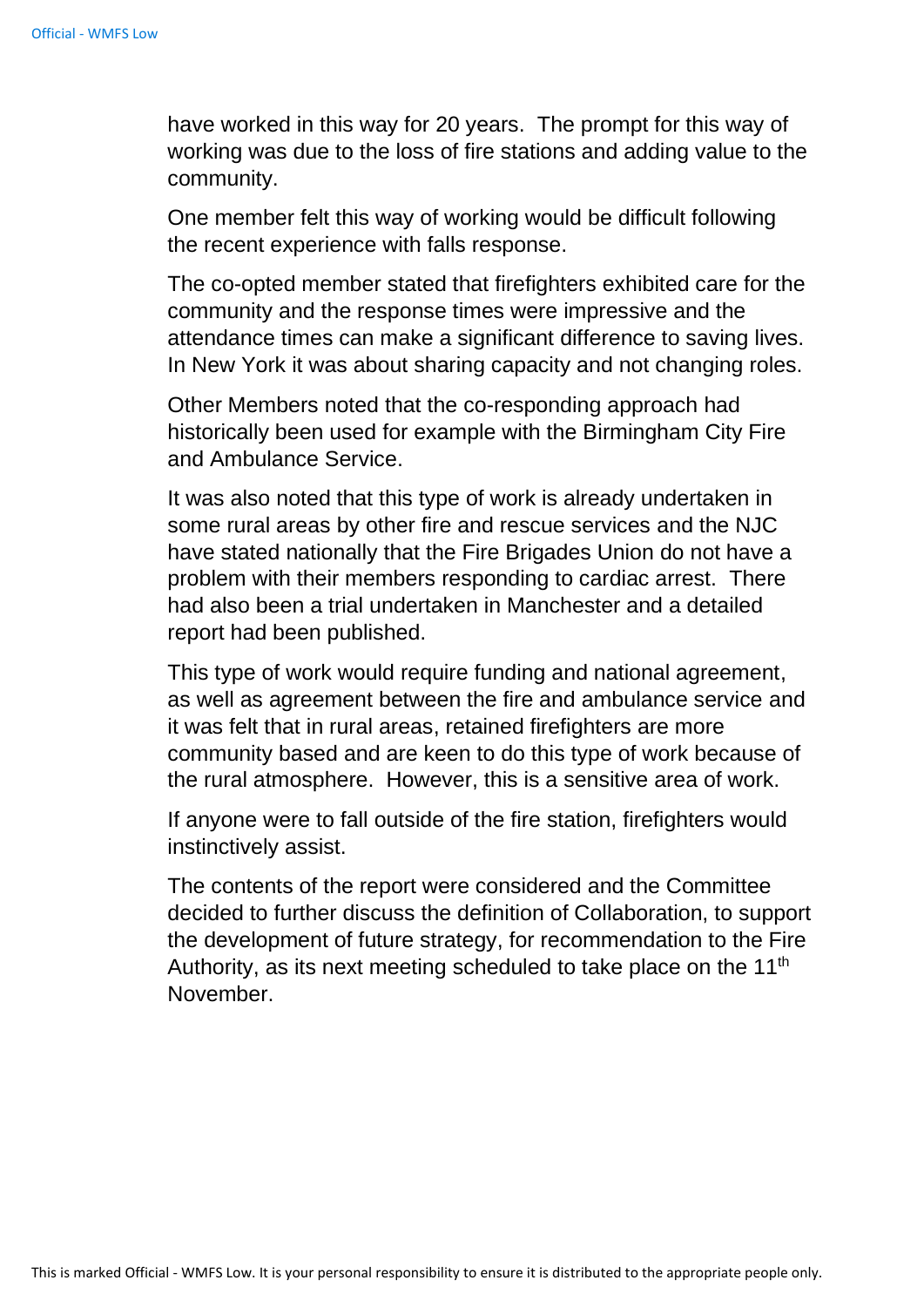have worked in this way for 20 years. The prompt for this way of working was due to the loss of fire stations and adding value to the community.

One member felt this way of working would be difficult following the recent experience with falls response.

The co-opted member stated that firefighters exhibited care for the community and the response times were impressive and the attendance times can make a significant difference to saving lives. In New York it was about sharing capacity and not changing roles.

Other Members noted that the co-responding approach had historically been used for example with the Birmingham City Fire and Ambulance Service.

It was also noted that this type of work is already undertaken in some rural areas by other fire and rescue services and the NJC have stated nationally that the Fire Brigades Union do not have a problem with their members responding to cardiac arrest. There had also been a trial undertaken in Manchester and a detailed report had been published.

This type of work would require funding and national agreement, as well as agreement between the fire and ambulance service and it was felt that in rural areas, retained firefighters are more community based and are keen to do this type of work because of the rural atmosphere. However, this is a sensitive area of work.

If anyone were to fall outside of the fire station, firefighters would instinctively assist.

The contents of the report were considered and the Committee decided to further discuss the definition of Collaboration, to support the development of future strategy, for recommendation to the Fire Authority, as its next meeting scheduled to take place on the 11th November.